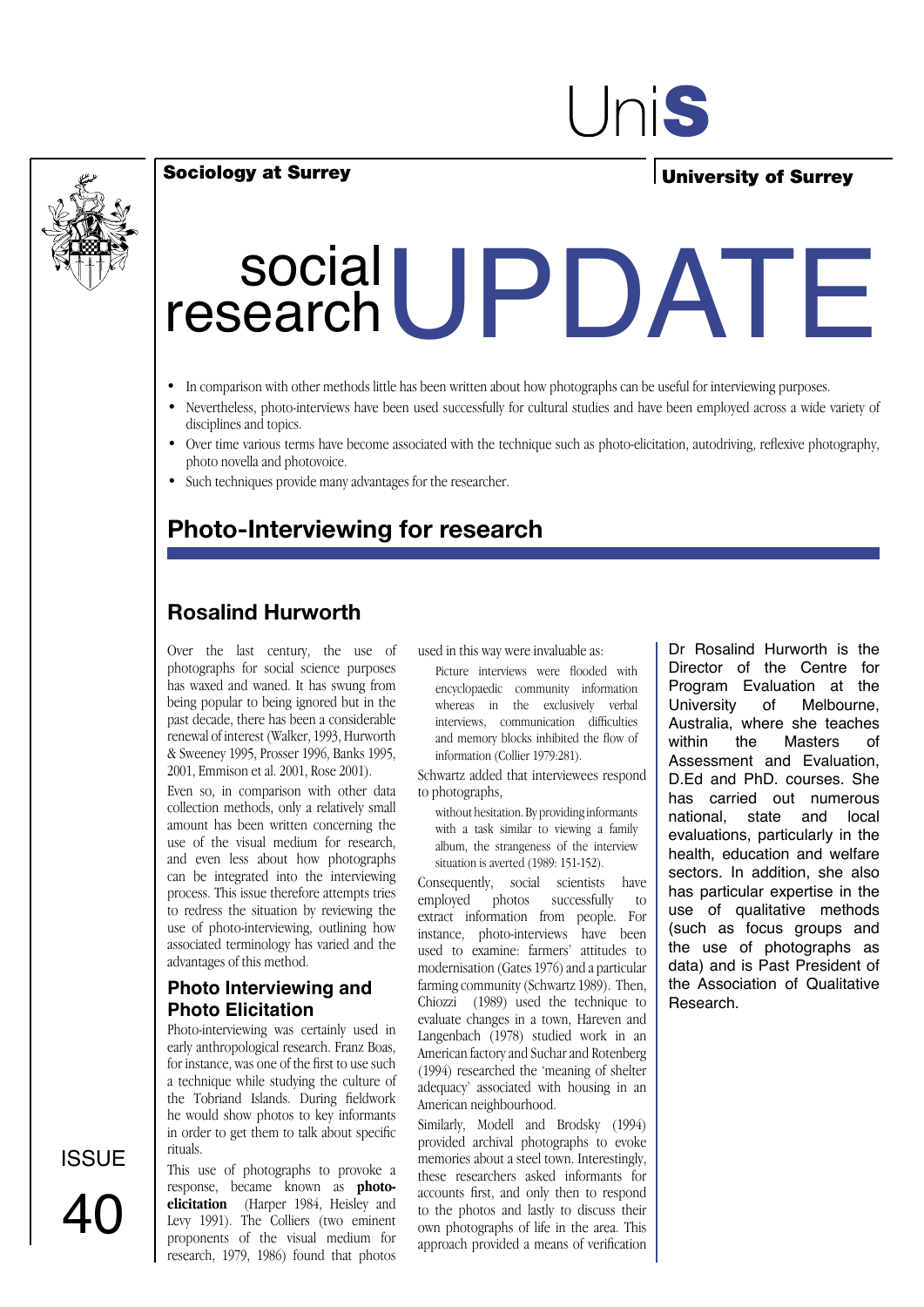UniS

**Sociology at Surrey**

**University of Surrey**

# social research UPDATE

- In comparison with other methods little has been written about how photographs can be useful for interviewing purposes.
- Nevertheless, photo-interviews have been used successfully for cultural studies and have been employed across a wide variety of disciplines and topics.
- Over time various terms have become associated with the technique such as photo-elicitation, autodriving, reflexive photography, photo novella and photovoice.
- Such techniques provide many advantages for the researcher.

## Photo-Interviewing for research

### Rosalind Hurworth

Over the last century, the use of photographs for social science purposes has waxed and waned. It has swung from being popular to being ignored but in the past decade, there has been a considerable renewal of interest (Walker, 1993, Hurworth & Sweeney 1995, Prosser 1996, Banks 1995, 2001, Emmison et al. 2001, Rose 2001).

Even so, in comparison with other data collection methods, only a relatively small amount has been written concerning the use of the visual medium for research, and even less about how photographs can be integrated into the interviewing process. This issue therefore attempts tries to redress the situation by reviewing the use of photo-interviewing, outlining how associated terminology has varied and the advantages of this method.

### Photo Interviewing and Photo Elicitation

Photo-interviewing was certainly used in early anthropological research. Franz Boas, for instance, was one of the first to use such a technique while studying the culture of the Tobriand Islands. During fieldwork he would show photos to key informants in order to get them to talk about specific rituals.

This use of photographs to provoke a response, became known as **photo-elicitation** (Harper 1984, Heisley and Levy 1991). The Colliers (two eminent proponents of the visual medium for research, 1979, 1986) found that photos used in this way were invaluable as:

> Picture interviews were flooded with encyclopaedic community information whereas in the exclusively verbal interviews, communication difficulties and memory blocks inhibited the flow of information (Collier 1979:281).

Schwartz added that interviewees respond to photographs,

> without hesitation. By providing informants with a task similar to viewing a family album, the strangeness of the interview situation is averted (1989: 151-152).

Consequently, social scientists have employed photos successfully to extract information from people. For instance, photo-interviews have been used to examine: farmers' attitudes to modernisation (Gates 1976) and a particular farming community (Schwartz 1989). Then, Chiozzi (1989) used the technique to evaluate changes in a town, Hareven and Langenbach (1978) studied work in an American factory and Suchar and Rotenberg (1994) researched the 'meaning of shelter adequacy' associated with housing in an American neighbourhood.

Similarly, Modell and Brodsky (1994) provided archival photographs to evoke memories about a steel town. Interestingly, these researchers asked informants for accounts first, and only then to respond to the photos and lastly to discuss their own photographs of life in the area. This approach provided a means of verification

Dr Rosalind Hurworth is the Director of the Centre for Program Evaluation at the University of Melbourne, Australia, where she teaches within the Masters of Assessment and Evaluation, D.Ed and PhD. courses. She has carried out numerous national, state and local evaluations, particularly in the health, education and welfare sectors. In addition, she also has particular expertise in the use of qualitative methods (such as focus groups and the use of photographs as data) and is Past President of the Association of Qualitative Research.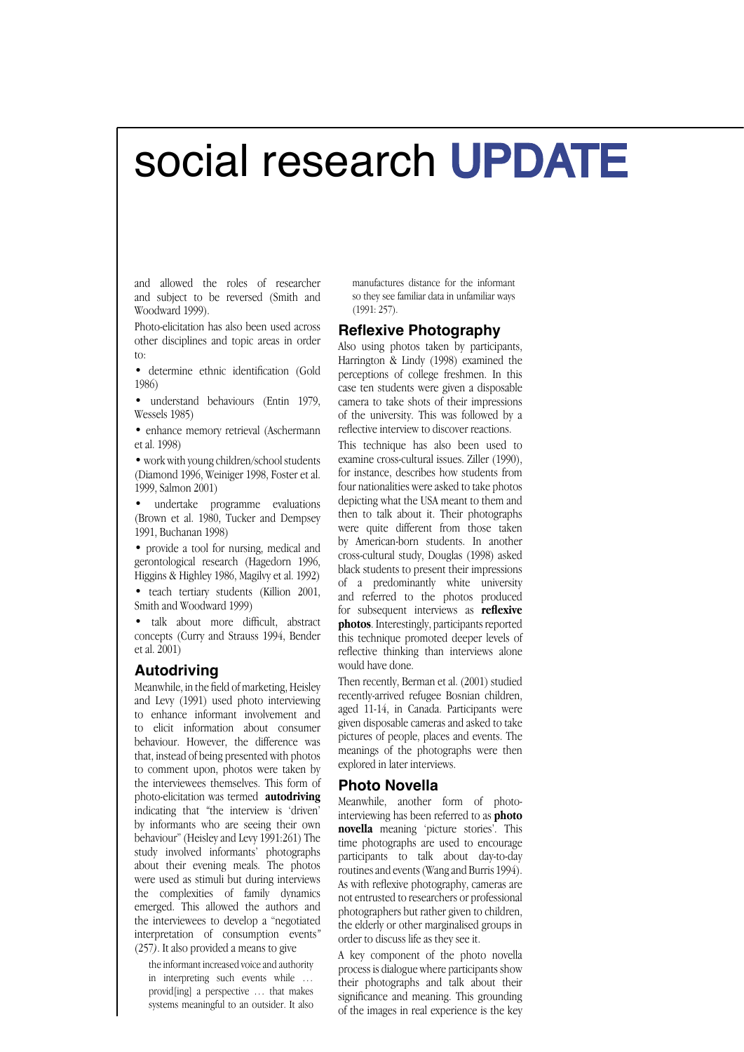and allowed the roles of researcher and subject to be reversed (Smith and Woodward 1999).

Photo-elicitation has also been used across other disciplines and topic areas in order to:

- determine ethnic identification (Gold 1986)
- understand behaviours (Entin 1979, Wessels 1985)
- enhance memory retrieval (Aschermann et al. 1998)
- work with young children/school students (Diamond 1996, Weiniger 1998, Foster et al. 1999, Salmon 2001)
- undertake programme evaluations (Brown et al. 1980, Tucker and Dempsey 1991, Buchanan 1998)
- provide a tool for nursing, medical and gerontological research (Hagedorn 1996, Higgins & Highley 1986, Magilvy et al. 1992)
- teach tertiary students (Killion 2001, Smith and Woodward 1999)
- talk about more difficult, abstract concepts (Curry and Strauss 1994, Bender et al. 2001)

## Autodriving

Meanwhile, in the field of marketing, Heisley and Levy (1991) used photo interviewing to enhance informant involvement and to elicit information about consumer behaviour. However, the difference was that, instead of being presented with photos to comment upon, photos were taken by the interviewees themselves. This form of photo-elicitation was termed **autodriving** indicating that "the interview is 'driven' by informants who are seeing their own behaviour" (Heisley and Levy 1991:261) The study involved informants' photographs about their evening meals. The photos were used as stimuli but during interviews the complexities of family dynamics emerged. This allowed the authors and the interviewees to develop a "negotiated interpretation of consumption events" (257). It also provided a means to give

> the informant increased voice and authority in interpreting such events while … provid[ing] a perspective … that makes systems meaningful to an outsider. It also manufactures distance for the informant so they see familiar data in unfamiliar ways (1991: 257).

## Reflexive Photography

Also using photos taken by participants, Harrington & Lindy (1998) examined the perceptions of college freshmen. In this case ten students were given a disposable camera to take shots of their impressions of the university. This was followed by a reflective interview to discover reactions.

This technique has also been used to examine cross-cultural issues. Ziller (1990), for instance, describes how students from four nationalities were asked to take photos depicting what the USA meant to them and then to talk about it. Their photographs were quite different from those taken by American-born students. In another cross-cultural study, Douglas (1998) asked black students to present their impressions of a predominantly white university and referred to the photos produced for subsequent interviews as **reflexive photos**. Interestingly, participants reported this technique promoted deeper levels of reflective thinking than interviews alone would have done.

Then recently, Berman et al. (2001) studied recently-arrived refugee Bosnian children, aged 11-14, in Canada. Participants were given disposable cameras and asked to take pictures of people, places and events. The meanings of the photographs were then explored in later interviews.

## Photo Novella

Meanwhile, another form of photo-interviewing has been referred to as **photo novella** meaning 'picture stories'. This time photographs are used to encourage participants to talk about day-to-day routines and events (Wang and Burris 1994). As with reflexive photography, cameras are not entrusted to researchers or professional photographers but rather given to children, the elderly or other marginalised groups in order to discuss life as they see it.

A key component of the photo novella process is dialogue where participants show their photographs and talk about their significance and meaning. This grounding of the images in real experience is the key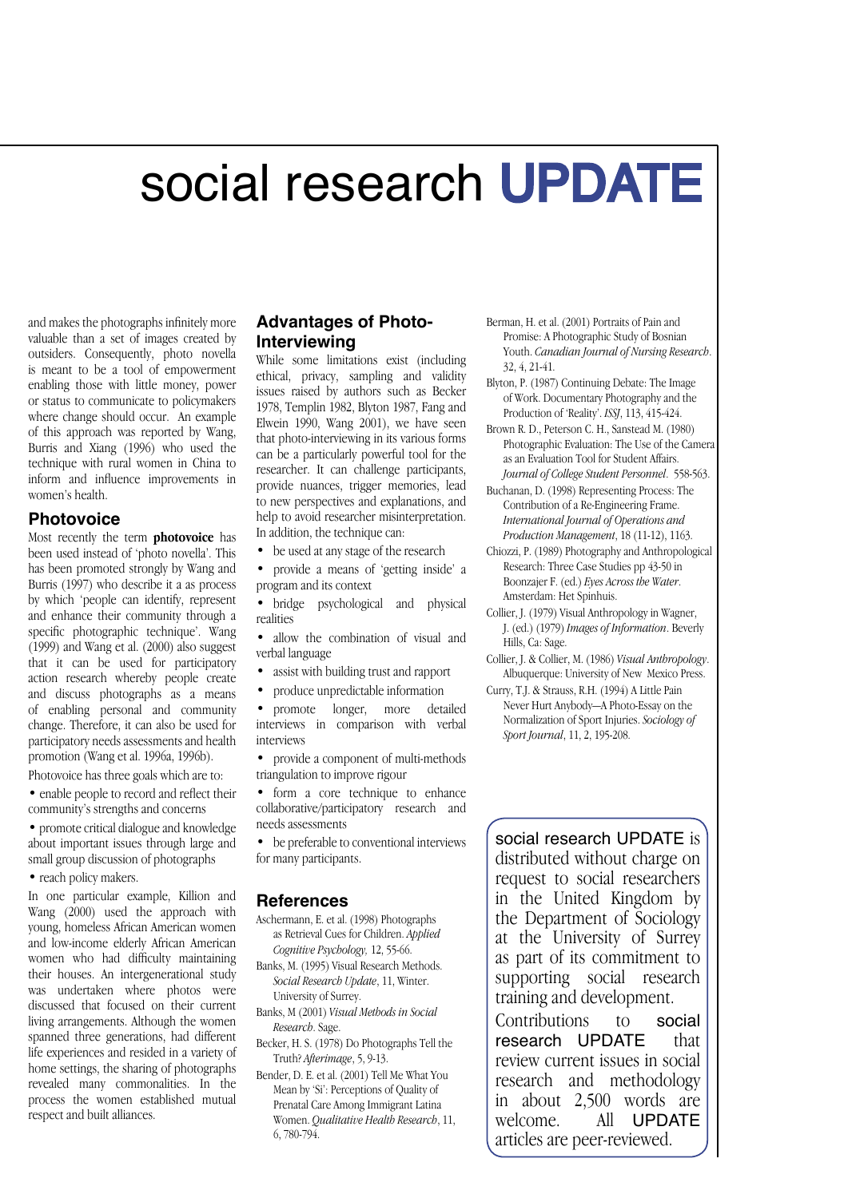and makes the photographs infinitely more valuable than a set of images created by outsiders. Consequently, photo novella is meant to be a tool of empowerment enabling those with little money, power or status to communicate to policymakers where change should occur. An example of this approach was reported by Wang, Burris and Xiang (1996) who used the technique with rural women in China to inform and influence improvements in women's health.

## Photovoice

Most recently the term **photovoice** has been used instead of 'photo novella'. This has been promoted strongly by Wang and Burris (1997) who describe it a as process by which 'people can identify, represent and enhance their community through a specific photographic technique'. Wang (1999) and Wang et al. (2000) also suggest that it can be used for participatory action research whereby people create and discuss photographs as a means of enabling personal and community change. Therefore, it can also be used for participatory needs assessments and health promotion (Wang et al. 1996a, 1996b).

Photovoice has three goals which are to:

- enable people to record and reflect their community's strengths and concerns
- promote critical dialogue and knowledge about important issues through large and small group discussion of photographs
- reach policy makers.

In one particular example, Killion and Wang (2000) used the approach with young, homeless African American women and low-income elderly African American women who had difficulty maintaining their houses. An intergenerational study was undertaken where photos were discussed that focused on their current living arrangements. Although the women spanned three generations, had different life experiences and resided in a variety of home settings, the sharing of photographs revealed many commonalities. In the process the women established mutual respect and built alliances.

## Advantages of Photo-Interviewing

While some limitations exist (including ethical, privacy, sampling and validity issues raised by authors such as Becker 1978, Templin 1982, Blyton 1987, Fang and Elwein 1990, Wang 2001), we have seen that photo-interviewing in its various forms can be a particularly powerful tool for the researcher. It can challenge participants, provide nuances, trigger memories, lead to new perspectives and explanations, and help to avoid researcher misinterpretation. In addition, the technique can:

- be used at any stage of the research
- provide a means of 'getting inside' a program and its context
- bridge psychological and physical realities
- allow the combination of visual and verbal language
- assist with building trust and rapport
- produce unpredictable information
- promote longer, more detailed interviews in comparison with verbal interviews
- provide a component of multi-methods triangulation to improve rigour
- form a core technique to enhance collaborative/participatory research and needs assessments
- be preferable to conventional interviews for many participants.

## References

Aschermann, E. et al. (1998) Photographs as Retrieval Cues for Children. *Applied Cognitive Psychology,* 12, 55-66.

Banks, M. (1995) Visual Research Methods. *Social Research Update*, 11, Winter. University of Surrey.

Banks, M (2001) *Visual Methods in Social Research*. Sage.

Becker, H. S. (1978) Do Photographs Tell the Truth? *Afterimage*, 5, 9-13.

Bender, D. E. et al. (2001) Tell Me What You Mean by 'Si': Perceptions of Quality of Prenatal Care Among Immigrant Latina Women. *Qualitative Health Research*, 11, 6, 780-794.

Berman, H. et al. (2001) Portraits of Pain and Promise: A Photographic Study of Bosnian Youth. *Canadian Journal of Nursing Research*. 32, 4, 21-41.

Blyton, P. (1987) Continuing Debate: The Image of Work. Documentary Photography and the Production of 'Reality'. *ISSJ*, 113, 415-424.

Brown R. D., Peterson C. H., Sanstead M. (1980) Photographic Evaluation: The Use of the Camera as an Evaluation Tool for Student Affairs. *Journal of College Student Personnel*. 558-563.

Buchanan, D. (1998) Representing Process: The Contribution of a Re-Engineering Frame. *International Journal of Operations and Production Management*, 18 (11-12), 1163.

Chiozzi, P. (1989) Photography and Anthropological Research: Three Case Studies pp 43-50 in Boonzajer F. (ed.) *Eyes Across the Water*. Amsterdam: Het Spinhuis.

Collier, J. (1979) Visual Anthropology in Wagner, J. (ed.) (1979) *Images of Information*. Beverly Hills, Ca: Sage.

Collier, J. & Collier, M. (1986) *Visual Anthropology*. Albuquerque: University of New Mexico Press.

Curry, T.J. & Strauss, R.H. (1994) A Little Pain Never Hurt Anybody—A Photo-Essay on the Normalization of Sport Injuries. *Sociology of Sport Journal*, 11, 2, 195-208.

social research UPDATE is distributed without charge on request to social researchers in the United Kingdom by the Department of Sociology at the University of Surrey as part of its commitment to supporting social research training and development.

Contributions to social research UPDATE that review current issues in social research and methodology in about 2,500 words are welcome. All UPDATE articles are peer-reviewed.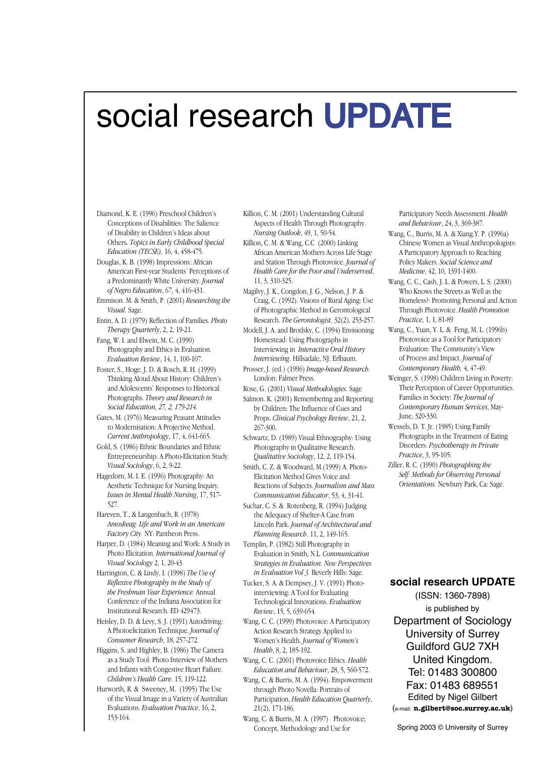# social research UPDATE

Diamond, K. E. (1996) Preschool Children's Conceptions of Disabilities: The Salience of Disability in Children's Ideas about Others*. Topics in Early Childhood Special Education (TECSE),* 16, 4, 458-475.

Douglas, K. B. (1998) Impressions: African American First-year Students' Perceptions of a Predominantly White University. *Journal of Negro Education*, 67, 4, 416-431.

Emmison. M. & Smith, P. (2001) *Researching the Visual*. Sage.

Entin, A. D. (1979) Reflection of Families. *Photo Therapy Quarterly*, 2, 2, 19-21.

Fang, W. I. and Elwein, M. C. (1990) Photography and Ethics in Evaluation*. Evaluation Review*, 14, 1, 100-107.

Foster, S., Hoge, J. D. & Rosch, R. H. (1999) Thinking Aloud About History: Children's and Adolescents' Responses to Historical Photographs*. Theory and Research in Social Education, 27, 2, 179-214.*

Gates, M. (1976) Measuring Peasant Attitudes to Modernisation: A Projective Method. *Current Anthropology*, 17, 4, 641-665.

Gold, S. (1986) Ethnic Boundaries and Ethnic Entrepreneurship: A Photo-Elicitation Study. *Visual Sociology*, 6, 2, 9-22.

Hagedorn, M. I. E. (1996) Photography: An Aesthetic Technique for Nursing Inquiry. *Issues in Mental Health Nursing*, 17, 517-527.

Hareven, T., & Langenbach, R. (1978) *Amoskeag: Life and Work in an American Factory City.* NY: Pantheon Press.

Harper, D. (1984) Meaning and Work: A Study in Photo Elicitation. *International Journal of Visual Sociology* 2, 1, 20-43.

Harrington, C. & Lindy, I. (1998) *The Use of Reflexive Photography in the Study of the Freshman Year Experience.* Annual Conference of the Indiana Association for Institutional Research. ED 429473.

Heisley, D. D. & Levy, S. J. (1991) Autodriving: A Photoelicitation Technique. *Journal of Consumer Research*, 18, 257-272.

Higgins, S. and Highley, B. (1986) The Camera as a Study Tool: Photo Interview of Mothers and Infants with Congestive Heart Failure. *Children's Health Care*. 15, 119-122.

Hurworth, R. & Sweeney, M. (1995) The Use of the Visual Image in a Variety of Australian Evaluations. *Evaluation Practice*, 16, 2, 153-164.

Killion, C. M. (2001) Understanding Cultural Aspects of Health Through Photography. *Nursing Outlook*, 49, 1, 50-54.

Killion, C. M. & Wang, C.C (2000) Linking African American Mothers Across Life Stage and Station Through Photovoice. *Journal of Health Care for the Poor and Underserved*, 11, 3, 310-325.

Magilvy, J. K., Congdon, J. G., Nelson, J. P. & Craig, C. (1992). Visions of Rural Aging: Use of Photographic Method in Gerontological Research. *The Gerontologist,* 32(2), 253-257.

Modell, J. A. and Brodsky, C. (1994) Envisioning Homestead: Using Photographs in Interviewing in *Interactive Oral History Interviewing*. Hillsdale, NJ: Erlbaum.

Prosser, J. (ed.) (1996) *Image-based Research*. London: Falmer Press.

Rose, G. (2001) *Visual Methodologies*. Sage

Salmon. K. (2001) Remembering and Reporting by Children: The Influence of Cues and Props. *Clinical Psychology Review*, 21, 2, 267-300.

Schwartz, D. (1989) Visual Ethnography: Using Photography in Qualitative Research. *Qualitative Sociology*, 12, 2, 119-154.

Smith, C. Z. & Woodward, M.(1999) A Photo-Elicitation Method Gives Voice and Reactions of Subjects. *Journalism and Mass Communication Educator*, 53, 4, 31-41.

Suchar, C. S. & Rotenberg, R. (1994) Judging the Adequacy of Shelter-A Case from Lincoln Park. *Journal of Architectural and Planning Research*. 11, 2, 149-165.

Templin, P. (1982) Still Photography in Evaluation in Smith, N.L *Communication Strategies in Evaluation. New Perspectives in Evaluation Vol 3.* Beverly Hills: Sage.

Tucker, S. A. & Dempsey, J. V. (1991) Photo-interviewing: A Tool for Evaluating Technological Innovations. *Evaluation Review*, 15, 5, 639-654.

Wang, C. C. (1999) Photovoice: A Participatory Action Research Strategy Applied to Women's Health. *Journal of Women's Health*, 8, 2, 185-192.

Wang, C. C. (2001) Photovoice Ethics. *Health Education and Behaviour*, 28, 5, 560-572.

Wang, C. & Burris, M. A. (1994). Empowerment through Photo Novella: Portraits of Participation, *Health Education Quarterly*, 21(2), 171-186.

Wang, C. & Burris, M. A. (1997) Photovoice; Concept, Methodology and Use for Participatory Needs Assessment. *Health and Behaviour*, 24, 3, 369-387.

Wang, C., Burris, M. A. & Xiang.Y. P. (1996a) Chinese Women as Visual Anthropologists: A Participatory Approach to Reaching Policy Makers. *Social Science and Medicine*, 42, 10, 1391-1400.

Wang, C. C., Cash, J. L. & Powers, L. S. (2000) Who Knows the Streets as Well as the Homeless?: Promoting Personal and Action Through Photovoice. *Health Promotion Practice*, 1, 1, 81-89

Wang, C., Yuan, Y. L. & Feng, M. L. (1996b) Photovoice as a Tool for Participatory Evaluation: The Community's View of Process and Impact. *Journal of Contemporary Health,* 4, 47-49.

Weinger, S. (1998) Children Living in Poverty: Their Perception of Career Opportunities. Families in Society: *The Journal of Contemporary Human Services*, May-June, 320-330.

Wessels, D. T. Jr. (1985) Using Family Photographs in the Treatment of Eating Disorders. *Psychotherapy in Private Practice*, 3, 95-105.

Ziller, R. C. (1990) *Photographing the Self: Methods for Observing Personal Orientations.* Newbury Park, Ca: Sage.

**social research UPDATE**
(ISSN: 1360-7898)
is published by
Department of Sociology
University of Surrey
Guildford GU2 7XH
United Kingdom.
Tel: 01483 300800
Fax: 01483 689551
Edited by Nigel Gilbert
(e-mail: **n.gilbert@soc.surrey.ac.uk**)

Spring 2003 © University of Surrey